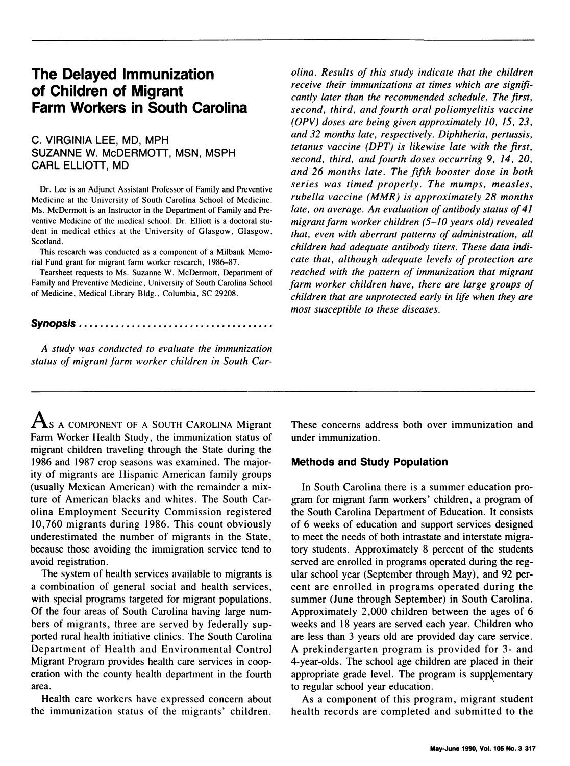# The Delayed Immunization of Children of Migrant Farm Workers in South Carolina

C. VIRGINIA LEE, MD, MPH
SUZANNE W. McDERMOTT, MSN, MSPH
CARL ELLIOTT, MD

Dr. Lee is an Adjunct Assistant Professor of Family and Preventive Medicine at the University of South Carolina School of Medicine. Ms. McDermott is an Instructor in the Department of Family and Preventive Medicine of the medical school. Dr. Elliott is a doctoral student in medical ethics at the University of Glasgow, Glasgow, Scotland.

This research was conducted as a component of a Milbank Memorial Fund grant for migrant farm worker research, 1986–87.

Tearsheet requests to Ms. Suzanne W. McDermott, Department of Family and Preventive Medicine, University of South Carolina School of Medicine, Medical Library Bldg., Columbia, SC 29208.

## Synopsis

*A study was conducted to evaluate the immunization status of migrant farm worker children in South Carolina. Results of this study indicate that the children receive their immunizations at times which are significantly later than the recommended schedule. The first, second, third, and fourth oral poliomyelitis vaccine (OPV) doses are being given approximately 10, 15, 23, and 32 months late, respectively. Diphtheria, pertussis, tetanus vaccine (DPT) is likewise late with the first, second, third, and fourth doses occurring 9, 14, 20, and 26 months late. The fifth booster dose in both series was timed properly. The mumps, measles, rubella vaccine (MMR) is approximately 28 months late, on average. An evaluation of antibody status of 41 migrant farm worker children (5–10 years old) revealed that, even with aberrant patterns of administration, all children had adequate antibody titers. These data indicate that, although adequate levels of protection are reached with the pattern of immunization that migrant farm worker children have, there are large groups of children that are unprotected early in life when they are most susceptible to these diseases.*

As a component of a South Carolina Migrant Farm Worker Health Study, the immunization status of migrant children traveling through the State during the 1986 and 1987 crop seasons was examined. The majority of migrants are Hispanic American family groups (usually Mexican American) with the remainder a mixture of American blacks and whites. The South Carolina Employment Security Commission registered 10,760 migrants during 1986. This count obviously underestimated the number of migrants in the State, because those avoiding the immigration service tend to avoid registration.

The system of health services available to migrants is a combination of general social and health services, with special programs targeted for migrant populations. Of the four areas of South Carolina having large numbers of migrants, three are served by federally supported rural health initiative clinics. The South Carolina Department of Health and Environmental Control Migrant Program provides health care services in cooperation with the county health department in the fourth area.

Health care workers have expressed concern about the immunization status of the migrants' children. These concerns address both over immunization and under immunization.

## Methods and Study Population

In South Carolina there is a summer education program for migrant farm workers' children, a program of the South Carolina Department of Education. It consists of 6 weeks of education and support services designed to meet the needs of both intrastate and interstate migratory students. Approximately 8 percent of the students served are enrolled in programs operated during the regular school year (September through May), and 92 percent are enrolled in programs operated during the summer (June through September) in South Carolina. Approximately 2,000 children between the ages of 6 weeks and 18 years are served each year. Children who are less than 3 years old are provided day care service. A prekindergarten program is provided for 3- and 4-year-olds. The school age children are placed in their appropriate grade level. The program is supplementary to regular school year education.

As a component of this program, migrant student health records are completed and submitted to the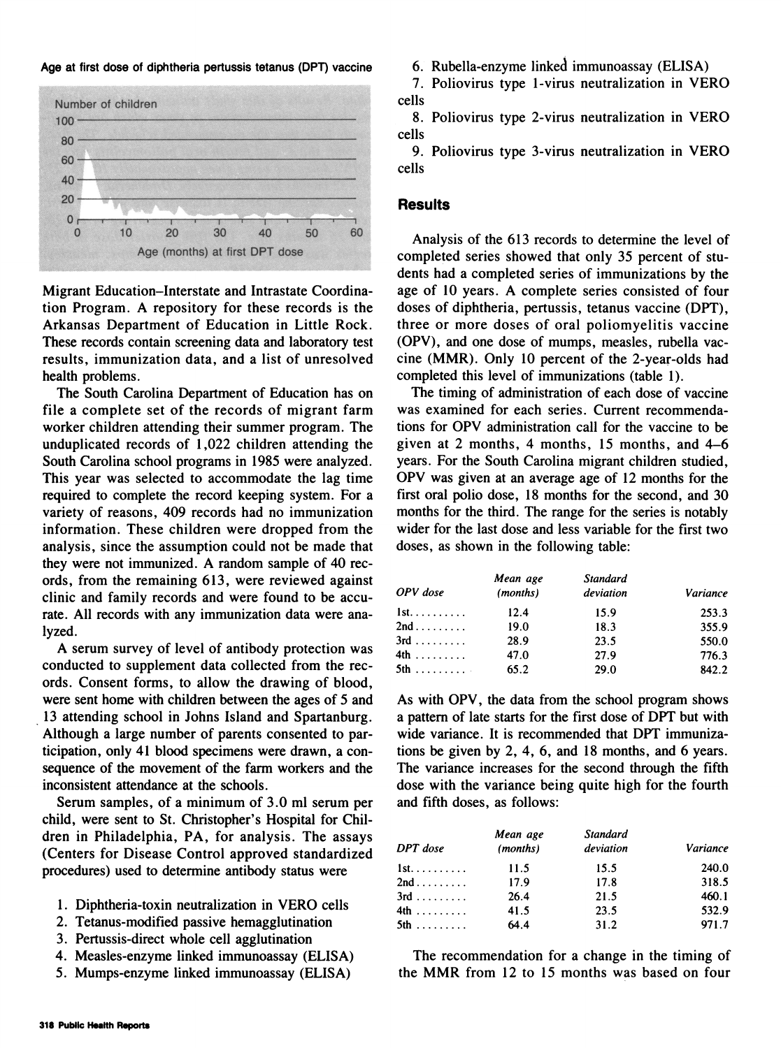Age at first dose of diphtheria pertussis tetanus (DPT) vaccine

Migrant Education–Interstate and Intrastate Coordination Program. A repository for these records is the Arkansas Department of Education in Little Rock. These records contain screening data and laboratory test results, immunization data, and a list of unresolved health problems.

The South Carolina Department of Education has on file a complete set of the records of migrant farm worker children attending their summer program. The unduplicated records of 1,022 children attending the South Carolina school programs in 1985 were analyzed. This year was selected to accommodate the lag time required to complete the record keeping system. For a variety of reasons, 409 records had no immunization information. These children were dropped from the analysis, since the assumption could not be made that they were not immunized. A random sample of 40 records, from the remaining 613, were reviewed against clinic and family records and were found to be accurate. All records with any immunization data were analyzed.

A serum survey of level of antibody protection was conducted to supplement data collected from the records. Consent forms, to allow the drawing of blood, were sent home with children between the ages of 5 and 13 attending school in Johns Island and Spartanburg. Although a large number of parents consented to participation, only 41 blood specimens were drawn, a consequence of the movement of the farm workers and the inconsistent attendance at the schools.

Serum samples, of a minimum of 3.0 ml serum per child, were sent to St. Christopher's Hospital for Children in Philadelphia, PA, for analysis. The assays (Centers for Disease Control approved standardized procedures) used to determine antibody status were

1. Diphtheria-toxin neutralization in VERO cells
2. Tetanus-modified passive hemagglutination
3. Pertussis-direct whole cell agglutination
4. Measles-enzyme linked immunoassay (ELISA)
5. Mumps-enzyme linked immunoassay (ELISA)
6. Rubella-enzyme linked immunoassay (ELISA)
7. Poliovirus type 1-virus neutralization in VERO cells
8. Poliovirus type 2-virus neutralization in VERO cells
9. Poliovirus type 3-virus neutralization in VERO cells

## Results

Analysis of the 613 records to determine the level of completed series showed that only 35 percent of students had a completed series of immunizations by the age of 10 years. A complete series consisted of four doses of diphtheria, pertussis, tetanus vaccine (DPT), three or more doses of oral poliomyelitis vaccine (OPV), and one dose of mumps, measles, rubella vaccine (MMR). Only 10 percent of the 2-year-olds had completed this level of immunizations (table 1).

The timing of administration of each dose of vaccine was examined for each series. Current recommendations for OPV administration call for the vaccine to be given at 2 months, 4 months, 15 months, and 4–6 years. For the South Carolina migrant children studied, OPV was given at an average age of 12 months for the first oral polio dose, 18 months for the second, and 30 months for the third. The range for the series is notably wider for the last dose and less variable for the first two doses, as shown in the following table:

| *OPV dose* | *Mean age (months)* | *Standard deviation* | *Variance* |
|---|---|---|---|
| 1st | 12.4 | 15.9 | 253.3 |
| 2nd | 19.0 | 18.3 | 355.9 |
| 3rd | 28.9 | 23.5 | 550.0 |
| 4th | 47.0 | 27.9 | 776.3 |
| 5th | 65.2 | 29.0 | 842.2 |

As with OPV, the data from the school program shows a pattern of late starts for the first dose of DPT but with wide variance. It is recommended that DPT immunizations be given by 2, 4, 6, and 18 months, and 6 years. The variance increases for the second through the fifth dose with the variance being quite high for the fourth and fifth doses, as follows:

| *DPT dose* | *Mean age (months)* | *Standard deviation* | *Variance* |
|---|---|---|---|
| 1st | 11.5 | 15.5 | 240.0 |
| 2nd | 17.9 | 17.8 | 318.5 |
| 3rd | 26.4 | 21.5 | 460.1 |
| 4th | 41.5 | 23.5 | 532.9 |
| 5th | 64.4 | 31.2 | 971.7 |

The recommendation for a change in the timing of the MMR from 12 to 15 months was based on four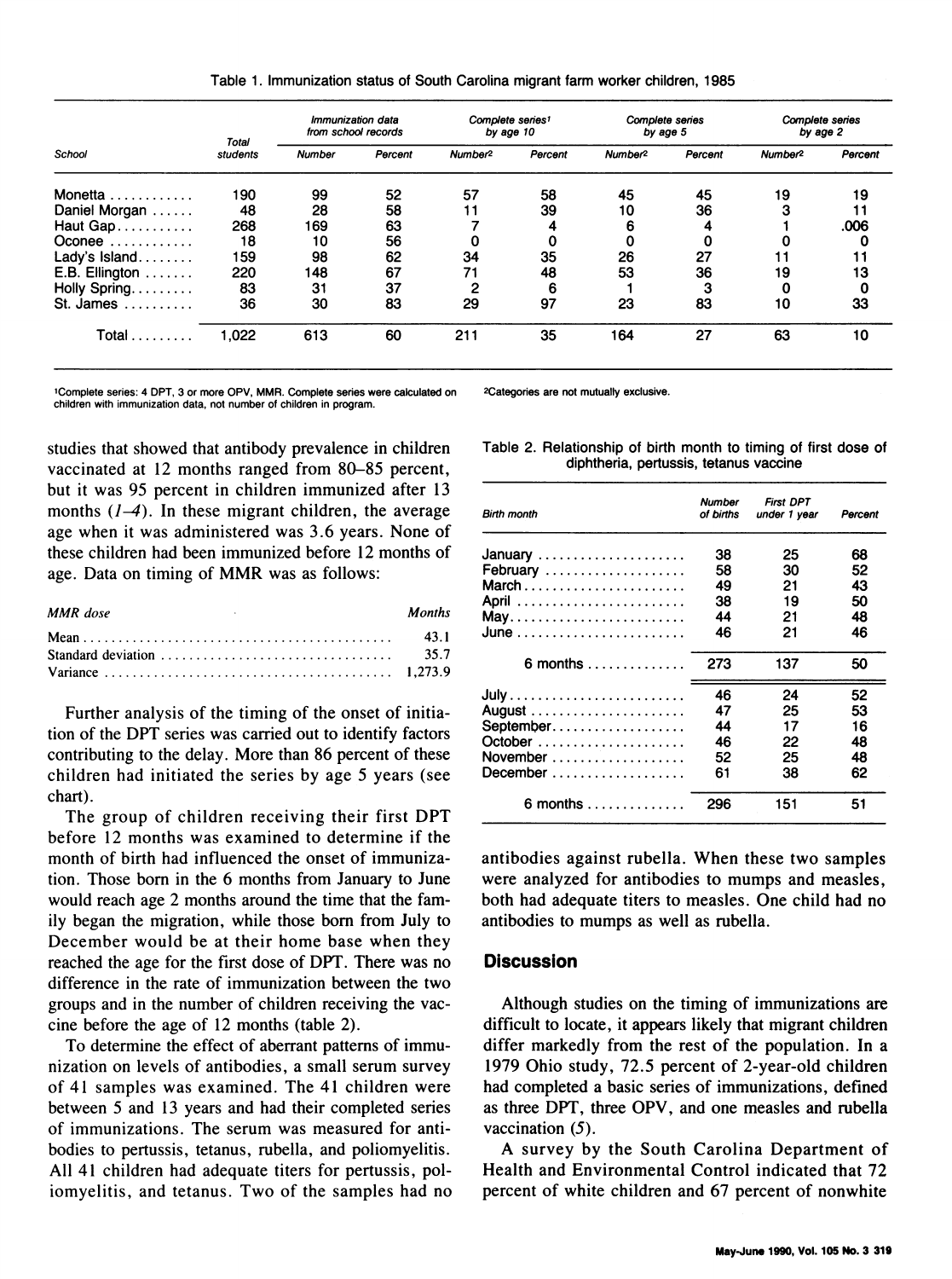Table 1. Immunization status of South Carolina migrant farm worker children, 1985

| School | Total students | Immunization data from school records | | Complete series[1] by age 10 | | Complete series by age 5 | | Complete series by age 2 | |
|---|---|---|---|---|---|---|---|---|---|
| | | Number | Percent | Number[2] | Percent | Number[2] | Percent | Number[2] | Percent |
| Monetta | 190 | 99 | 52 | 57 | 58 | 45 | 45 | 19 | 19 |
| Daniel Morgan | 48 | 28 | 58 | 11 | 39 | 10 | 36 | 3 | 11 |
| Haut Gap | 268 | 169 | 63 | 7 | 4 | 6 | 4 | 1 | .006 |
| Oconee | 18 | 10 | 56 | 0 | 0 | 0 | 0 | 0 | 0 |
| Lady's Island | 159 | 98 | 62 | 34 | 35 | 26 | 27 | 11 | 11 |
| E.B. Ellington | 220 | 148 | 67 | 71 | 48 | 53 | 36 | 19 | 13 |
| Holly Spring | 83 | 31 | 37 | 2 | 6 | 1 | 3 | 0 | 0 |
| St. James | 36 | 30 | 83 | 29 | 97 | 23 | 83 | 10 | 33 |
| Total | 1,022 | 613 | 60 | 211 | 35 | 164 | 27 | 63 | 10 |

[1]Complete series: 4 DPT, 3 or more OPV, MMR. Complete series were calculated on children with immunization data, not number of children in program.

[2]Categories are not mutually exclusive.

studies that showed that antibody prevalence in children vaccinated at 12 months ranged from 80–85 percent, but it was 95 percent in children immunized after 13 months (1–4). In these migrant children, the average age when it was administered was 3.6 years. None of these children had been immunized before 12 months of age. Data on timing of MMR was as follows:

| *MMR dose* | *Months* |
|---|---|
| Mean | 43.1 |
| Standard deviation | 35.7 |
| Variance | 1,273.9 |

Further analysis of the timing of the onset of initiation of the DPT series was carried out to identify factors contributing to the delay. More than 86 percent of these children had initiated the series by age 5 years (see chart).

The group of children receiving their first DPT before 12 months was examined to determine if the month of birth had influenced the onset of immunization. Those born in the 6 months from January to June would reach age 2 months around the time that the family began the migration, while those born from July to December would be at their home base when they reached the age for the first dose of DPT. There was no difference in the rate of immunization between the two groups and in the number of children receiving the vaccine before the age of 12 months (table 2).

To determine the effect of aberrant patterns of immunization on levels of antibodies, a small serum survey of 41 samples was examined. The 41 children were between 5 and 13 years and had their completed series of immunizations. The serum was measured for antibodies to pertussis, tetanus, rubella, and poliomyelitis. All 41 children had adequate titers for pertussis, poliomyelitis, and tetanus. Two of the samples had no antibodies against rubella. When these two samples were analyzed for antibodies to mumps and measles, both had adequate titers to measles. One child had no antibodies to mumps as well as rubella.

Table 2. Relationship of birth month to timing of first dose of diphtheria, pertussis, tetanus vaccine

| Birth month | Number of births | First DPT under 1 year | Percent |
|---|---|---|---|
| January | 38 | 25 | 68 |
| February | 58 | 30 | 52 |
| March | 49 | 21 | 43 |
| April | 38 | 19 | 50 |
| May | 44 | 21 | 48 |
| June | 46 | 21 | 46 |
| 6 months | 273 | 137 | 50 |
| July | 46 | 24 | 52 |
| August | 47 | 25 | 53 |
| September | 44 | 17 | 16 |
| October | 46 | 22 | 48 |
| November | 52 | 25 | 48 |
| December | 61 | 38 | 62 |
| 6 months | 296 | 151 | 51 |

## Discussion

Although studies on the timing of immunizations are difficult to locate, it appears likely that migrant children differ markedly from the rest of the population. In a 1979 Ohio study, 72.5 percent of 2-year-old children had completed a basic series of immunizations, defined as three DPT, three OPV, and one measles and rubella vaccination (5).

A survey by the South Carolina Department of Health and Environmental Control indicated that 72 percent of white children and 67 percent of nonwhite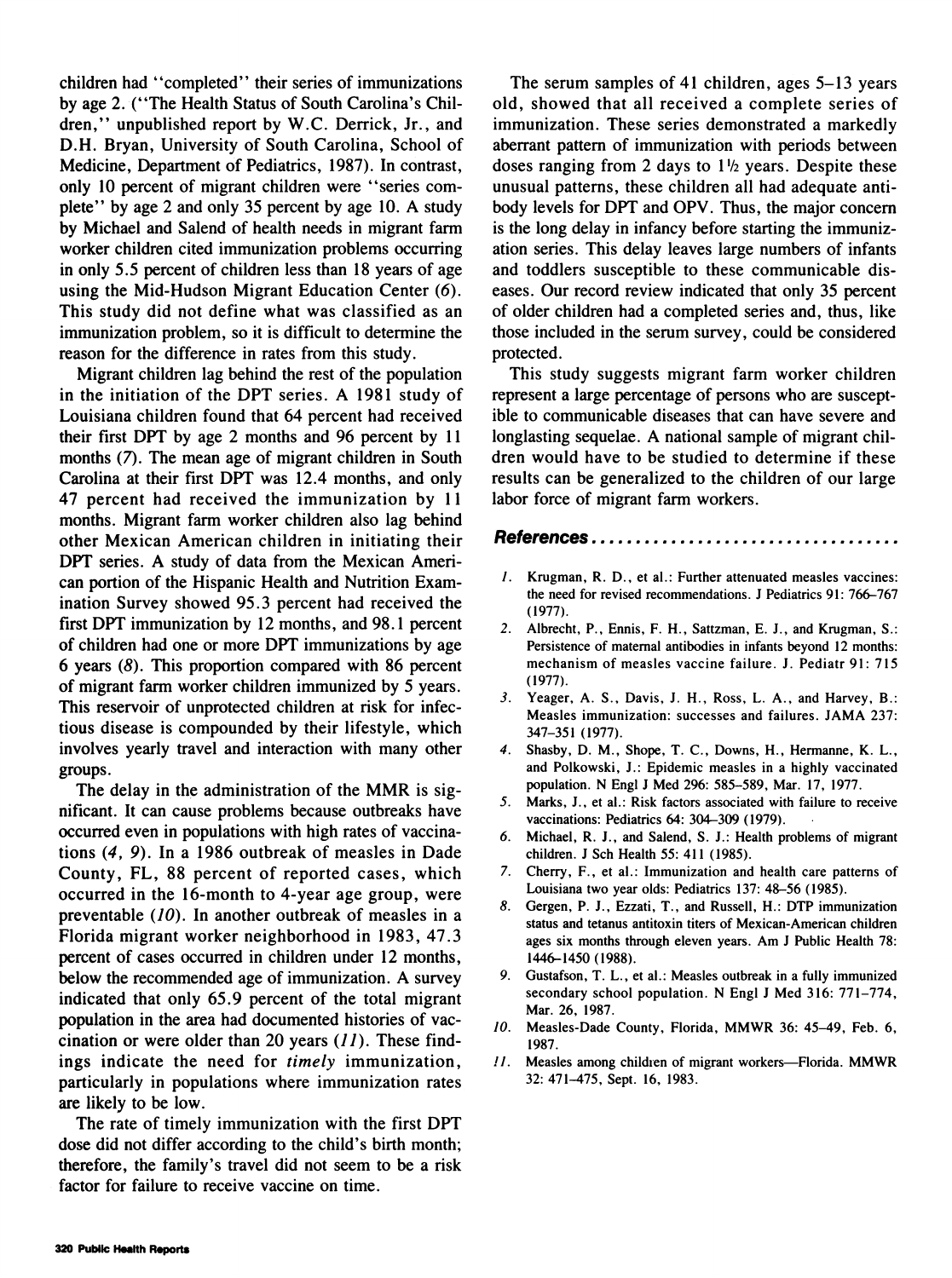children had "completed" their series of immunizations by age 2. ("The Health Status of South Carolina's Children," unpublished report by W.C. Derrick, Jr., and D.H. Bryan, University of South Carolina, School of Medicine, Department of Pediatrics, 1987). In contrast, only 10 percent of migrant children were "series complete" by age 2 and only 35 percent by age 10. A study by Michael and Salend of health needs in migrant farm worker children cited immunization problems occurring in only 5.5 percent of children less than 18 years of age using the Mid-Hudson Migrant Education Center (*6*). This study did not define what was classified as an immunization problem, so it is difficult to determine the reason for the difference in rates from this study.

Migrant children lag behind the rest of the population in the initiation of the DPT series. A 1981 study of Louisiana children found that 64 percent had received their first DPT by age 2 months and 96 percent by 11 months (*7*). The mean age of migrant children in South Carolina at their first DPT was 12.4 months, and only 47 percent had received the immunization by 11 months. Migrant farm worker children also lag behind other Mexican American children in initiating their DPT series. A study of data from the Mexican American portion of the Hispanic Health and Nutrition Examination Survey showed 95.3 percent had received the first DPT immunization by 12 months, and 98.1 percent of children had one or more DPT immunizations by age 6 years (*8*). This proportion compared with 86 percent of migrant farm worker children immunized by 5 years. This reservoir of unprotected children at risk for infectious disease is compounded by their lifestyle, which involves yearly travel and interaction with many other groups.

The delay in the administration of the MMR is significant. It can cause problems because outbreaks have occurred even in populations with high rates of vaccinations (*4, 9*). In a 1986 outbreak of measles in Dade County, FL, 88 percent of reported cases, which occurred in the 16-month to 4-year age group, were preventable (*10*). In another outbreak of measles in a Florida migrant worker neighborhood in 1983, 47.3 percent of cases occurred in children under 12 months, below the recommended age of immunization. A survey indicated that only 65.9 percent of the total migrant population in the area had documented histories of vaccination or were older than 20 years (*11*). These findings indicate the need for *timely* immunization, particularly in populations where immunization rates are likely to be low.

The rate of timely immunization with the first DPT dose did not differ according to the child's birth month; therefore, the family's travel did not seem to be a risk factor for failure to receive vaccine on time.

The serum samples of 41 children, ages 5–13 years old, showed that all received a complete series of immunization. These series demonstrated a markedly aberrant pattern of immunization with periods between doses ranging from 2 days to 1½ years. Despite these unusual patterns, these children all had adequate antibody levels for DPT and OPV. Thus, the major concern is the long delay in infancy before starting the immunization series. This delay leaves large numbers of infants and toddlers susceptible to these communicable diseases. Our record review indicated that only 35 percent of older children had a completed series and, thus, like those included in the serum survey, could be considered protected.

This study suggests migrant farm worker children represent a large percentage of persons who are susceptible to communicable diseases that can have severe and longlasting sequelae. A national sample of migrant children would have to be studied to determine if these results can be generalized to the children of our large labor force of migrant farm workers.

## References

1. Krugman, R. D., et al.: Further attenuated measles vaccines: the need for revised recommendations. J Pediatrics 91: 766–767 (1977).
2. Albrecht, P., Ennis, F. H., Sattzman, E. J., and Krugman, S.: Persistence of maternal antibodies in infants beyond 12 months: mechanism of measles vaccine failure. J. Pediatr 91: 715 (1977).
3. Yeager, A. S., Davis, J. H., Ross, L. A., and Harvey, B.: Measles immunization: successes and failures. JAMA 237: 347–351 (1977).
4. Shasby, D. M., Shope, T. C., Downs, H., Hermanne, K. L., and Polkowski, J.: Epidemic measles in a highly vaccinated population. N Engl J Med 296: 585–589, Mar. 17, 1977.
5. Marks, J., et al.: Risk factors associated with failure to receive vaccinations: Pediatrics 64: 304–309 (1979).
6. Michael, R. J., and Salend, S. J.: Health problems of migrant children. J Sch Health 55: 411 (1985).
7. Cherry, F., et al.: Immunization and health care patterns of Louisiana two year olds: Pediatrics 137: 48–56 (1985).
8. Gergen, P. J., Ezzati, T., and Russell, H.: DTP immunization status and tetanus antitoxin titers of Mexican-American children ages six months through eleven years. Am J Public Health 78: 1446–1450 (1988).
9. Gustafson, T. L., et al.: Measles outbreak in a fully immunized secondary school population. N Engl J Med 316: 771–774, Mar. 26, 1987.
10. Measles-Dade County, Florida, MMWR 36: 45–49, Feb. 6, 1987.
11. Measles among children of migrant workers—Florida. MMWR 32: 471–475, Sept. 16, 1983.